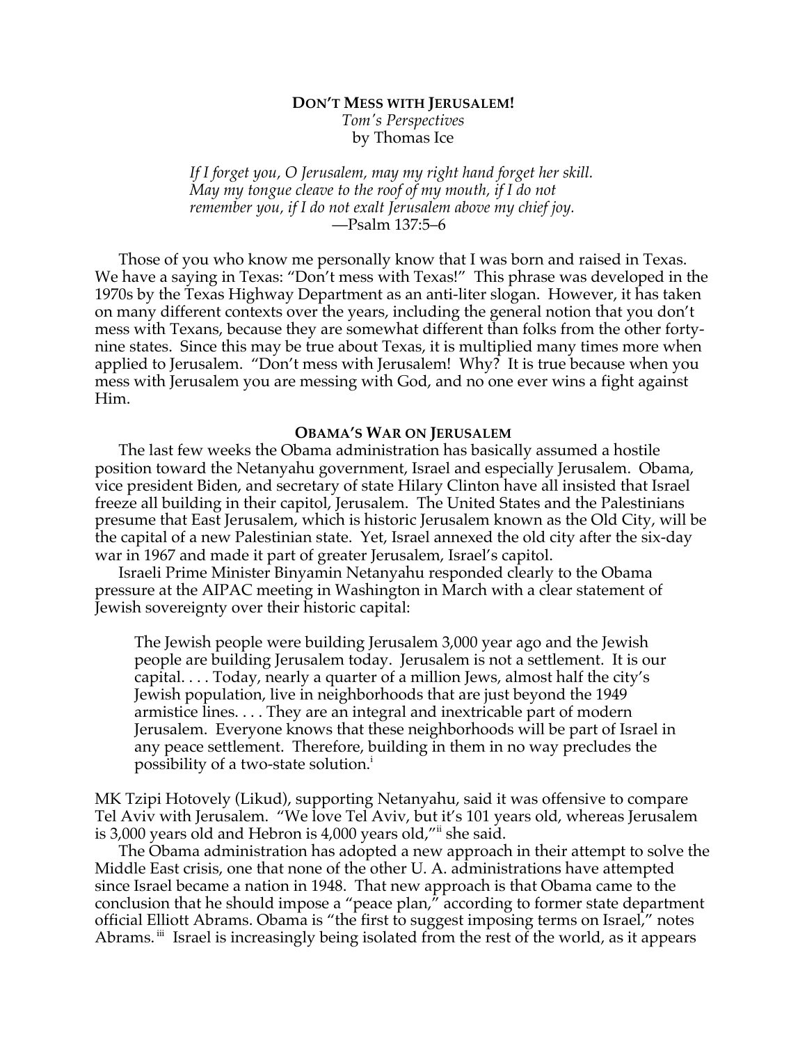# DON'T MESS WITH JERUSALEM!

*Tom's Perspectives*
by Thomas Ice

> *If I forget you, O Jerusalem, may my right hand forget her skill. May my tongue cleave to the roof of my mouth, if I do not remember you, if I do not exalt Jerusalem above my chief joy.*
> —Psalm 137:5–6

Those of you who know me personally know that I was born and raised in Texas. We have a saying in Texas: "Don't mess with Texas!" This phrase was developed in the 1970s by the Texas Highway Department as an anti-liter slogan. However, it has taken on many different contexts over the years, including the general notion that you don't mess with Texans, because they are somewhat different than folks from the other forty-nine states. Since this may be true about Texas, it is multiplied many times more when applied to Jerusalem. "Don't mess with Jerusalem! Why? It is true because when you mess with Jerusalem you are messing with God, and no one ever wins a fight against Him.

## OBAMA'S WAR ON JERUSALEM

The last few weeks the Obama administration has basically assumed a hostile position toward the Netanyahu government, Israel and especially Jerusalem. Obama, vice president Biden, and secretary of state Hilary Clinton have all insisted that Israel freeze all building in their capitol, Jerusalem. The United States and the Palestinians presume that East Jerusalem, which is historic Jerusalem known as the Old City, will be the capital of a new Palestinian state. Yet, Israel annexed the old city after the six-day war in 1967 and made it part of greater Jerusalem, Israel's capitol.

Israeli Prime Minister Binyamin Netanyahu responded clearly to the Obama pressure at the AIPAC meeting in Washington in March with a clear statement of Jewish sovereignty over their historic capital:

> The Jewish people were building Jerusalem 3,000 year ago and the Jewish people are building Jerusalem today. Jerusalem is not a settlement. It is our capital. . . . Today, nearly a quarter of a million Jews, almost half the city's Jewish population, live in neighborhoods that are just beyond the 1949 armistice lines. . . . They are an integral and inextricable part of modern Jerusalem. Everyone knows that these neighborhoods will be part of Israel in any peace settlement. Therefore, building in them in no way precludes the possibility of a two-state solution.[i]

MK Tzipi Hotovely (Likud), supporting Netanyahu, said it was offensive to compare Tel Aviv with Jerusalem. "We love Tel Aviv, but it's 101 years old, whereas Jerusalem is 3,000 years old and Hebron is 4,000 years old,"[ii] she said.

The Obama administration has adopted a new approach in their attempt to solve the Middle East crisis, one that none of the other U. A. administrations have attempted since Israel became a nation in 1948. That new approach is that Obama came to the conclusion that he should impose a "peace plan," according to former state department official Elliott Abrams. Obama is "the first to suggest imposing terms on Israel," notes Abrams.[iii] Israel is increasingly being isolated from the rest of the world, as it appears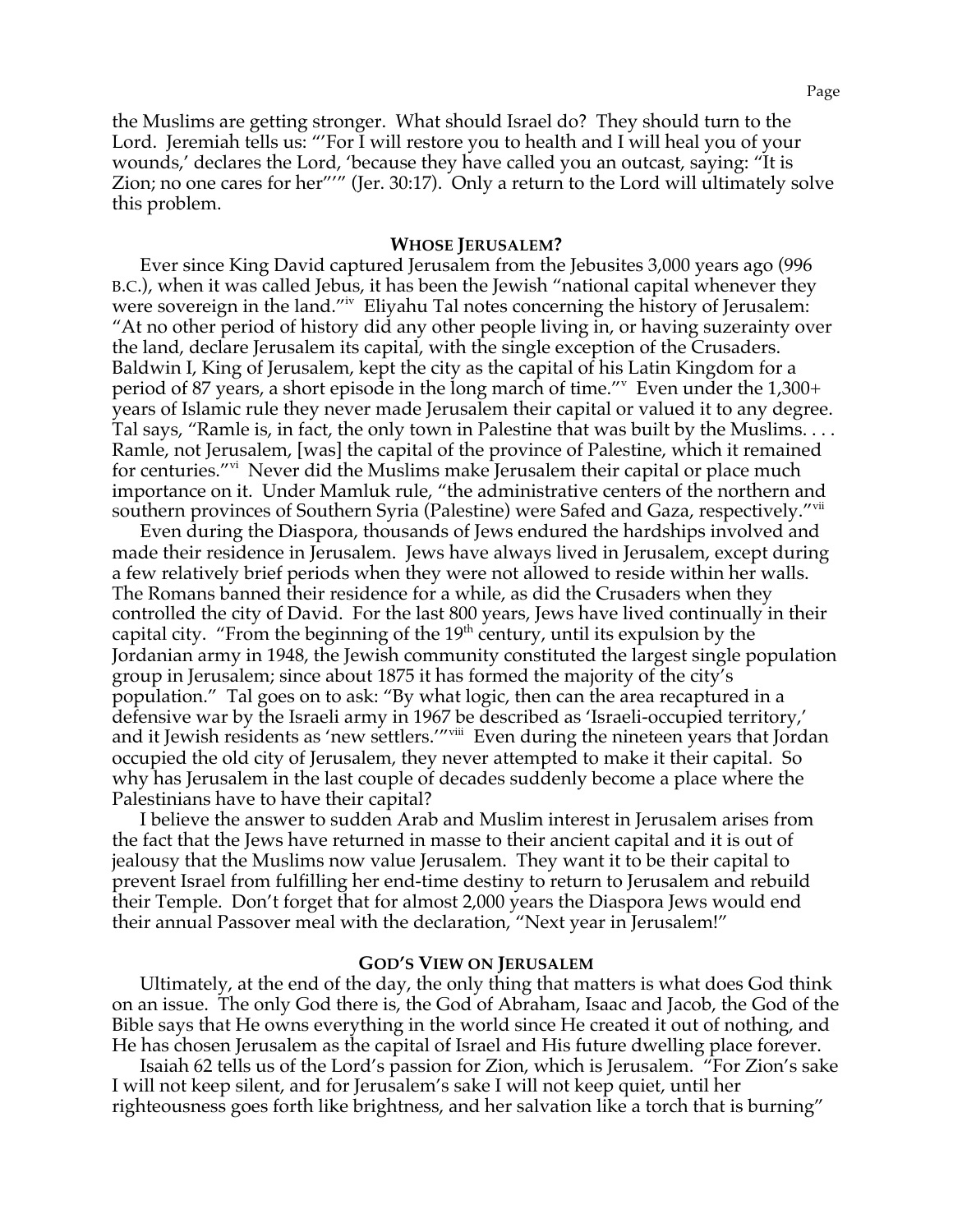the Muslims are getting stronger. What should Israel do? They should turn to the Lord. Jeremiah tells us: "'For I will restore you to health and I will heal you of your wounds,' declares the Lord, 'because they have called you an outcast, saying: "It is Zion; no one cares for her"'" (Jer. 30:17). Only a return to the Lord will ultimately solve this problem.

## Whose Jerusalem?

Ever since King David captured Jerusalem from the Jebusites 3,000 years ago (996 B.C.), when it was called Jebus, it has been the Jewish "national capital whenever they were sovereign in the land."[iv] Eliyahu Tal notes concerning the history of Jerusalem: "At no other period of history did any other people living in, or having suzerainty over the land, declare Jerusalem its capital, with the single exception of the Crusaders. Baldwin I, King of Jerusalem, kept the city as the capital of his Latin Kingdom for a period of 87 years, a short episode in the long march of time."[v] Even under the 1,300+ years of Islamic rule they never made Jerusalem their capital or valued it to any degree. Tal says, "Ramle is, in fact, the only town in Palestine that was built by the Muslims. . . . Ramle, not Jerusalem, [was] the capital of the province of Palestine, which it remained for centuries."[vi] Never did the Muslims make Jerusalem their capital or place much importance on it. Under Mamluk rule, "the administrative centers of the northern and southern provinces of Southern Syria (Palestine) were Safed and Gaza, respectively."[vii]

Even during the Diaspora, thousands of Jews endured the hardships involved and made their residence in Jerusalem. Jews have always lived in Jerusalem, except during a few relatively brief periods when they were not allowed to reside within her walls. The Romans banned their residence for a while, as did the Crusaders when they controlled the city of David. For the last 800 years, Jews have lived continually in their capital city. "From the beginning of the 19th century, until its expulsion by the Jordanian army in 1948, the Jewish community constituted the largest single population group in Jerusalem; since about 1875 it has formed the majority of the city's population." Tal goes on to ask: "By what logic, then can the area recaptured in a defensive war by the Israeli army in 1967 be described as 'Israeli-occupied territory,' and it Jewish residents as 'new settlers.'"[viii] Even during the nineteen years that Jordan occupied the old city of Jerusalem, they never attempted to make it their capital. So why has Jerusalem in the last couple of decades suddenly become a place where the Palestinians have to have their capital?

I believe the answer to sudden Arab and Muslim interest in Jerusalem arises from the fact that the Jews have returned in masse to their ancient capital and it is out of jealousy that the Muslims now value Jerusalem. They want it to be their capital to prevent Israel from fulfilling her end-time destiny to return to Jerusalem and rebuild their Temple. Don't forget that for almost 2,000 years the Diaspora Jews would end their annual Passover meal with the declaration, "Next year in Jerusalem!"

## God's View on Jerusalem

Ultimately, at the end of the day, the only thing that matters is what does God think on an issue. The only God there is, the God of Abraham, Isaac and Jacob, the God of the Bible says that He owns everything in the world since He created it out of nothing, and He has chosen Jerusalem as the capital of Israel and His future dwelling place forever.

Isaiah 62 tells us of the Lord's passion for Zion, which is Jerusalem. "For Zion's sake I will not keep silent, and for Jerusalem's sake I will not keep quiet, until her righteousness goes forth like brightness, and her salvation like a torch that is burning"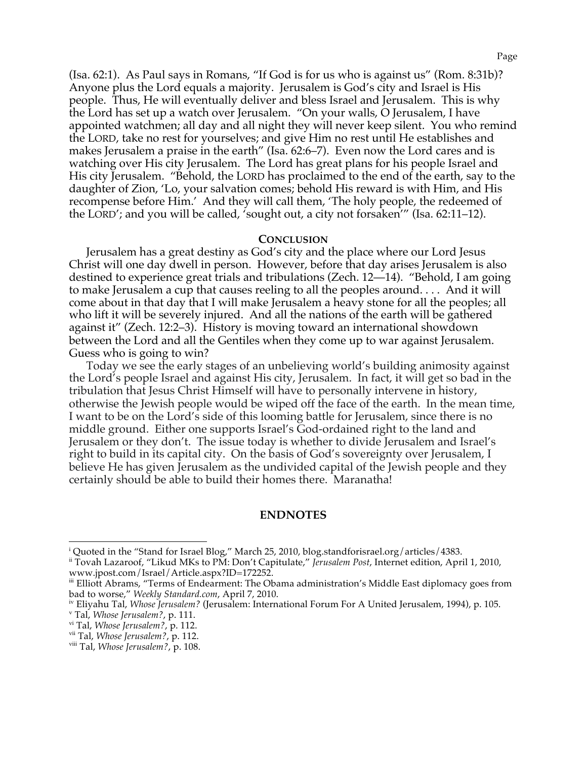(Isa. 62:1). As Paul says in Romans, "If God is for us who is against us" (Rom. 8:31b)? Anyone plus the Lord equals a majority. Jerusalem is God's city and Israel is His people. Thus, He will eventually deliver and bless Israel and Jerusalem. This is why the Lord has set up a watch over Jerusalem. "On your walls, O Jerusalem, I have appointed watchmen; all day and all night they will never keep silent. You who remind the LORD, take no rest for yourselves; and give Him no rest until He establishes and makes Jerusalem a praise in the earth" (Isa. 62:6–7). Even now the Lord cares and is watching over His city Jerusalem. The Lord has great plans for his people Israel and His city Jerusalem. "Behold, the LORD has proclaimed to the end of the earth, say to the daughter of Zion, 'Lo, your salvation comes; behold His reward is with Him, and His recompense before Him.' And they will call them, 'The holy people, the redeemed of the LORD'; and you will be called, 'sought out, a city not forsaken'" (Isa. 62:11–12).

## CONCLUSION

Jerusalem has a great destiny as God's city and the place where our Lord Jesus Christ will one day dwell in person. However, before that day arises Jerusalem is also destined to experience great trials and tribulations (Zech. 12—14). "Behold, I am going to make Jerusalem a cup that causes reeling to all the peoples around. . . . And it will come about in that day that I will make Jerusalem a heavy stone for all the peoples; all who lift it will be severely injured. And all the nations of the earth will be gathered against it" (Zech. 12:2–3). History is moving toward an international showdown between the Lord and all the Gentiles when they come up to war against Jerusalem. Guess who is going to win?

Today we see the early stages of an unbelieving world's building animosity against the Lord's people Israel and against His city, Jerusalem. In fact, it will get so bad in the tribulation that Jesus Christ Himself will have to personally intervene in history, otherwise the Jewish people would be wiped off the face of the earth. In the mean time, I want to be on the Lord's side of this looming battle for Jerusalem, since there is no middle ground. Either one supports Israel's God-ordained right to the land and Jerusalem or they don't. The issue today is whether to divide Jerusalem and Israel's right to build in its capital city. On the basis of God's sovereignty over Jerusalem, I believe He has given Jerusalem as the undivided capital of the Jewish people and they certainly should be able to build their homes there. Maranatha!

## ENDNOTES

[i] Quoted in the "Stand for Israel Blog," March 25, 2010, blog.standforisrael.org/articles/4383.

[ii] Tovah Lazaroff, "Likud MKs to PM: Don't Capitulate," *Jerusalem Post*, Internet edition, April 1, 2010, www.jpost.com/Israel/Article.aspx?ID=172252.

[iii] Elliott Abrams, "Terms of Endearment: The Obama administration's Middle East diplomacy goes from bad to worse," *Weekly Standard.com*, April 7, 2010.

[iv] Eliyahu Tal, *Whose Jerusalem?* (Jerusalem: International Forum For A United Jerusalem, 1994), p. 105.

[v] Tal, *Whose Jerusalem?*, p. 111.

[vi] Tal, *Whose Jerusalem?*, p. 112.

[vii] Tal, *Whose Jerusalem?*, p. 112.

[viii] Tal, *Whose Jerusalem?*, p. 108.